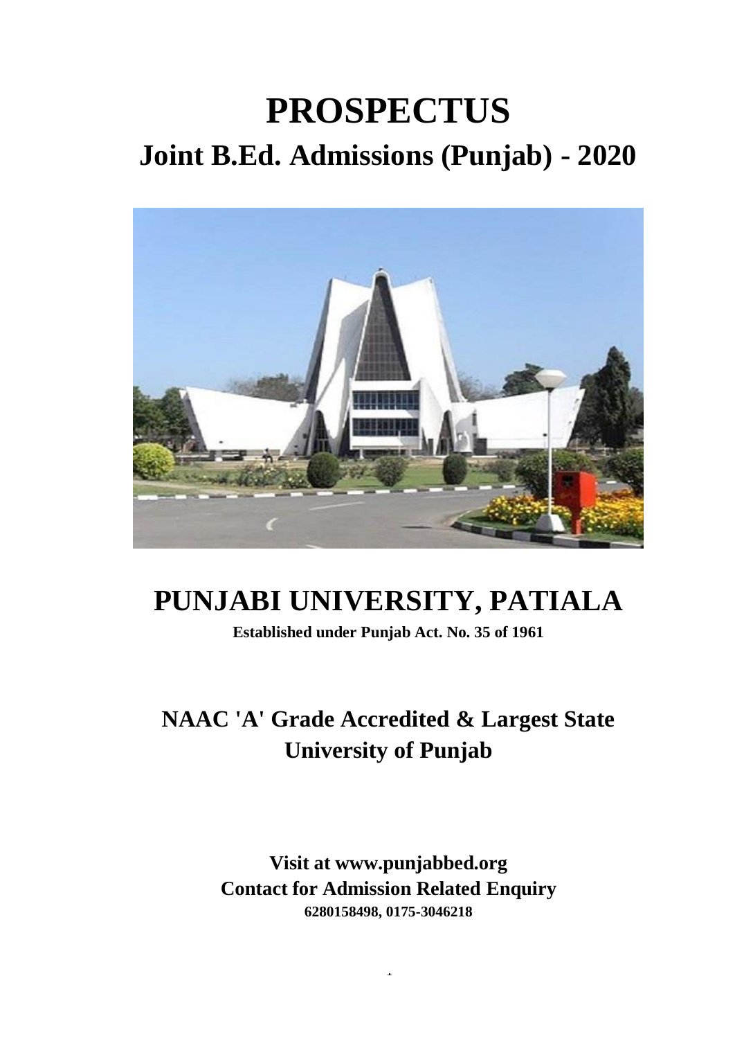# PROSPECTUS

## Joint B.Ed. Admissions (Punjab) - 2020

# PUNJABI UNIVERSITY, PATIALA

**Established under Punjab Act. No. 35 of 1961**

## NAAC 'A' Grade Accredited & Largest State University of Punjab

**Visit at www.punjabbed.org**

**Contact for Admission Related Enquiry**

**6280158498, 0175-3046218**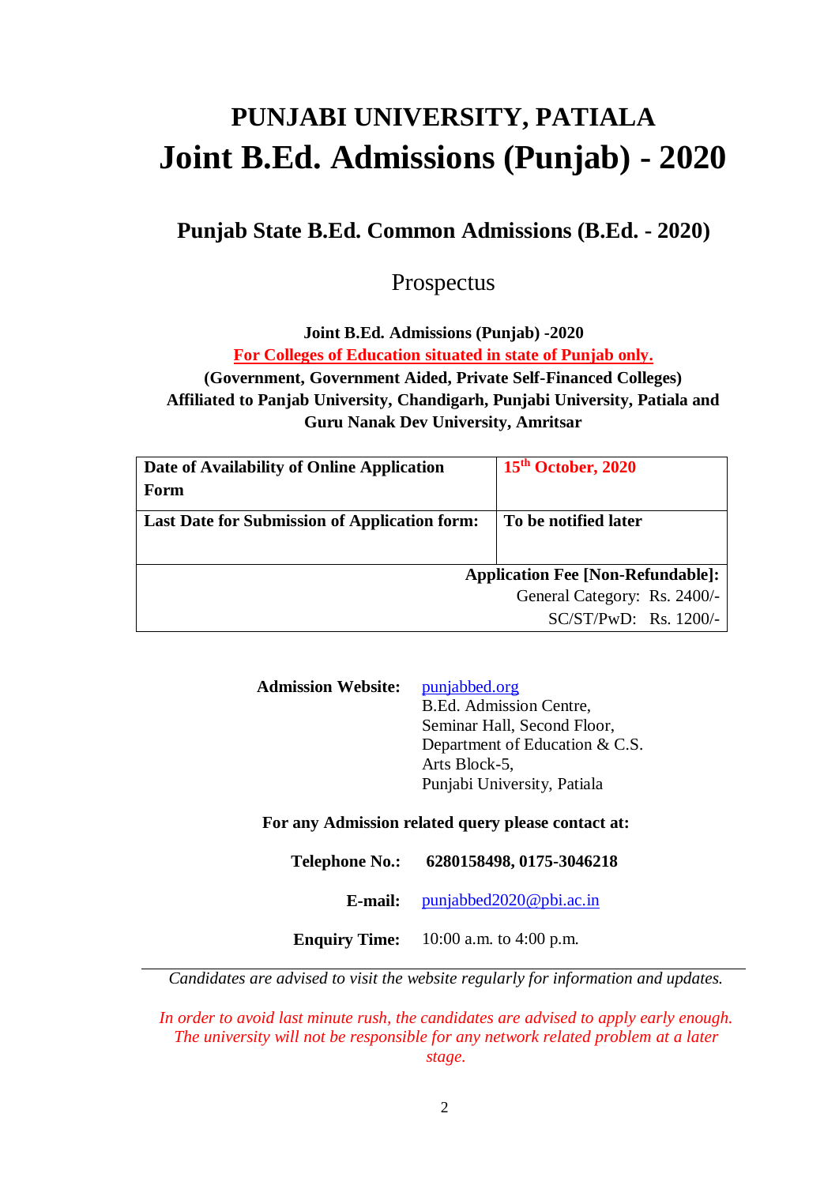# PUNJABI UNIVERSITY, PATIALA

# Joint B.Ed. Admissions (Punjab) - 2020

## Punjab State B.Ed. Common Admissions (B.Ed. - 2020)

Prospectus

**Joint B.Ed. Admissions (Punjab) -2020**

**For Colleges of Education situated in state of Punjab only.**

**(Government, Government Aided, Private Self-Financed Colleges)**
**Affiliated to Panjab University, Chandigarh, Punjabi University, Patiala and Guru Nanak Dev University, Amritsar**

| Date of Availability of Online Application Form | 15th October, 2020 |
|---|---|
| **Last Date for Submission of Application form:** | **To be notified later** |
| **Application Fee [Non-Refundable]:**<br>General Category: Rs. 2400/-<br>SC/ST/PwD: Rs. 1200/- | |

**Admission Website:** punjabbed.org
B.Ed. Admission Centre,
Seminar Hall, Second Floor,
Department of Education & C.S.
Arts Block-5,
Punjabi University, Patiala

**For any Admission related query please contact at:**

**Telephone No.:** **6280158498, 0175-3046218**

**E-mail:** punjabbed2020@pbi.ac.in

**Enquiry Time:** 10:00 a.m. to 4:00 p.m.

---

*Candidates are advised to visit the website regularly for information and updates.*

*In order to avoid last minute rush, the candidates are advised to apply early enough. The university will not be responsible for any network related problem at a later stage.*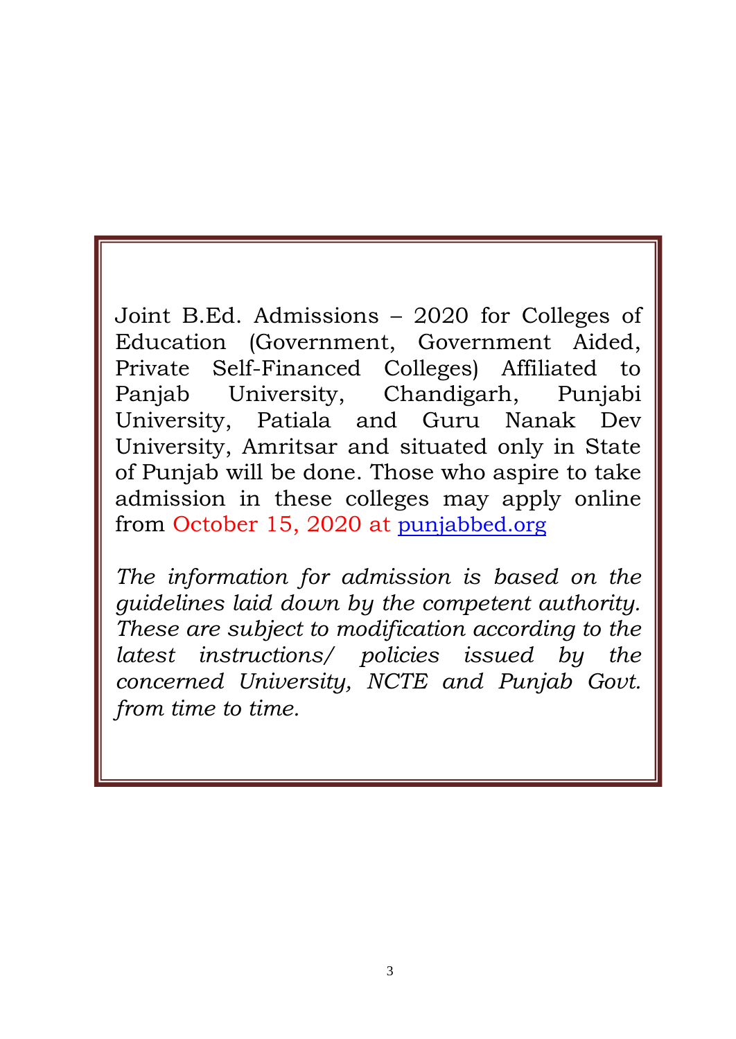Joint B.Ed. Admissions – 2020 for Colleges of Education (Government, Government Aided, Private Self-Financed Colleges) Affiliated to Panjab University, Chandigarh, Punjabi University, Patiala and Guru Nanak Dev University, Amritsar and situated only in State of Punjab will be done. Those who aspire to take admission in these colleges may apply online from October 15, 2020 at punjabbed.org

*The information for admission is based on the guidelines laid down by the competent authority. These are subject to modification according to the latest instructions/ policies issued by the concerned University, NCTE and Punjab Govt. from time to time.*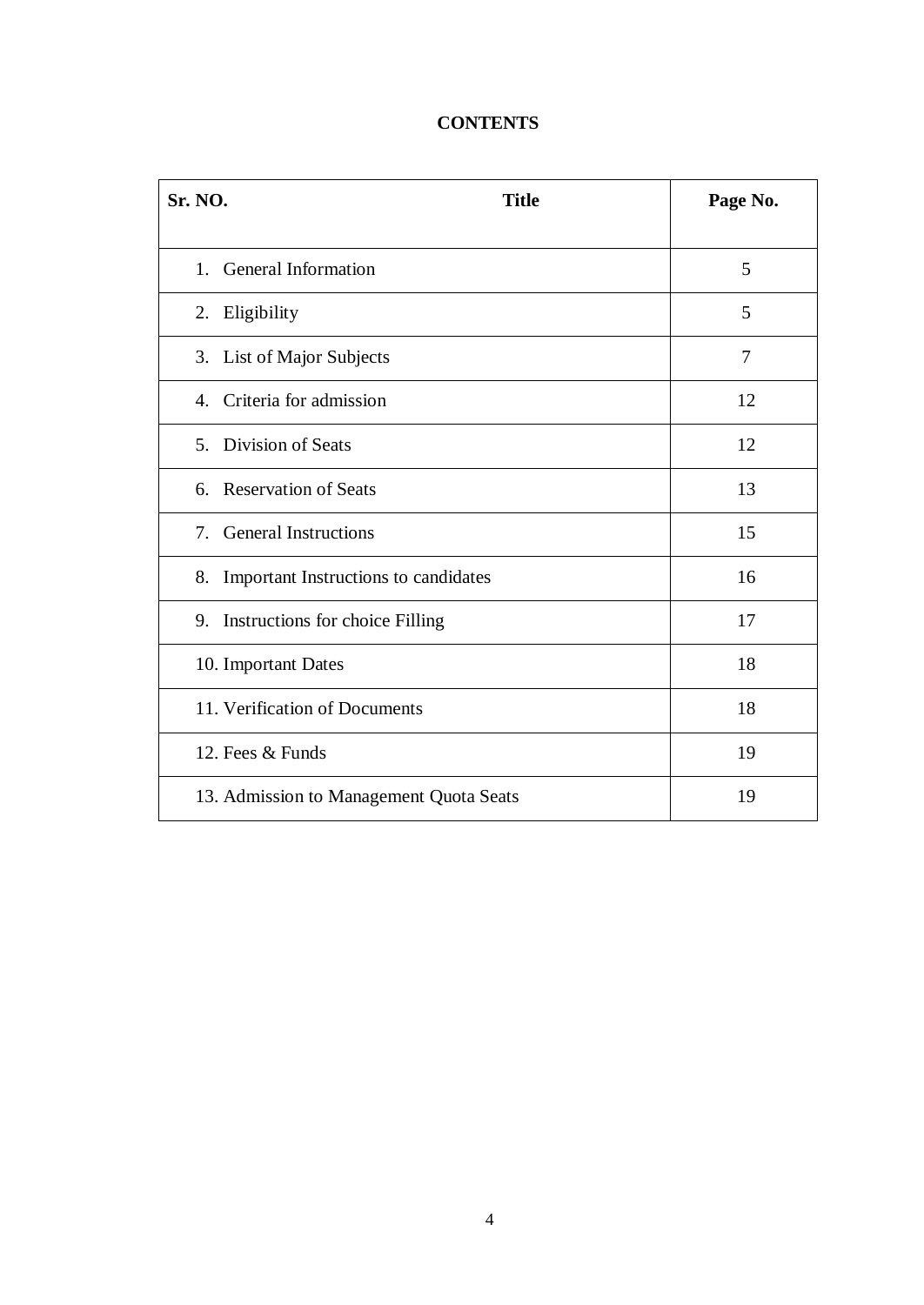# CONTENTS

| Sr. NO. Title | Page No. |
|---|---|
| 1. General Information | 5 |
| 2. Eligibility | 5 |
| 3. List of Major Subjects | 7 |
| 4. Criteria for admission | 12 |
| 5. Division of Seats | 12 |
| 6. Reservation of Seats | 13 |
| 7. General Instructions | 15 |
| 8. Important Instructions to candidates | 16 |
| 9. Instructions for choice Filling | 17 |
| 10. Important Dates | 18 |
| 11. Verification of Documents | 18 |
| 12. Fees & Funds | 19 |
| 13. Admission to Management Quota Seats | 19 |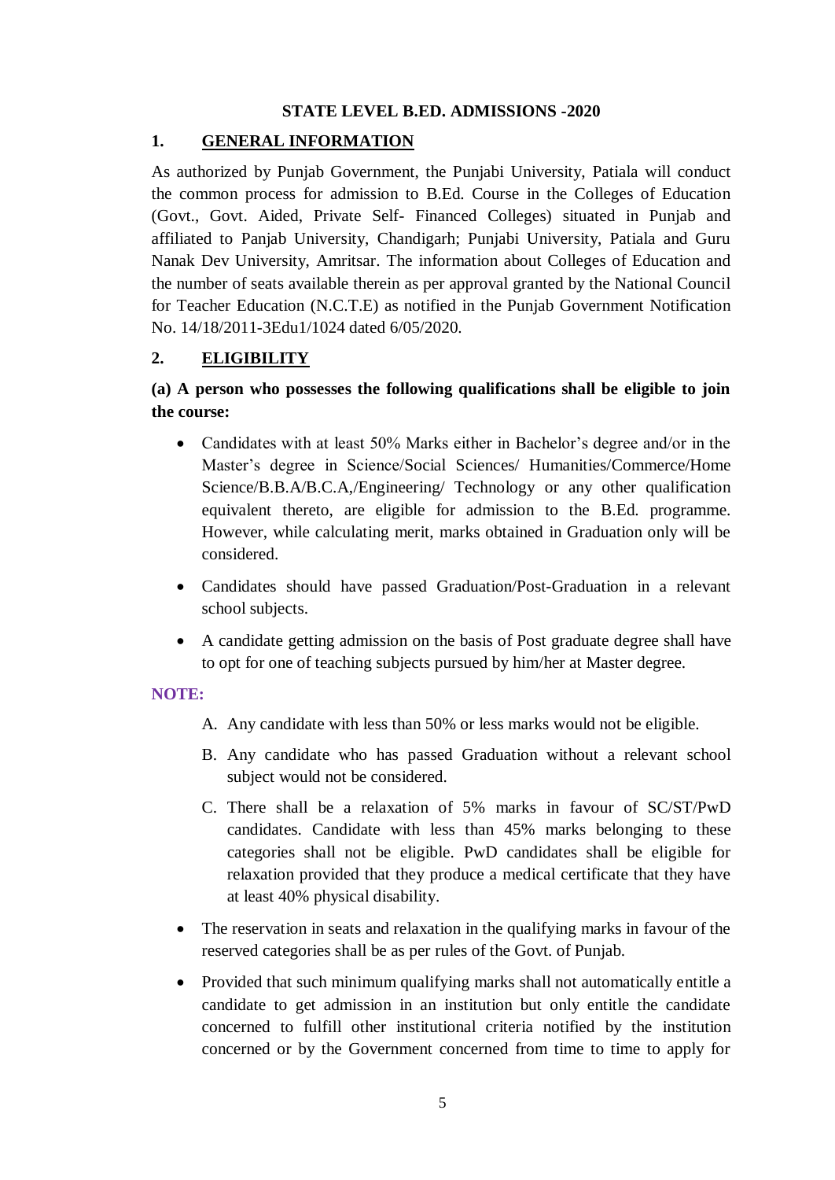# STATE LEVEL B.ED. ADMISSIONS -2020

## 1. GENERAL INFORMATION

As authorized by Punjab Government, the Punjabi University, Patiala will conduct the common process for admission to B.Ed. Course in the Colleges of Education (Govt., Govt. Aided, Private Self- Financed Colleges) situated in Punjab and affiliated to Panjab University, Chandigarh; Punjabi University, Patiala and Guru Nanak Dev University, Amritsar. The information about Colleges of Education and the number of seats available therein as per approval granted by the National Council for Teacher Education (N.C.T.E) as notified in the Punjab Government Notification No. 14/18/2011-3Edu1/1024 dated 6/05/2020.

## 2. ELIGIBILITY

**(a) A person who possesses the following qualifications shall be eligible to join the course:**

- Candidates with at least 50% Marks either in Bachelor's degree and/or in the Master's degree in Science/Social Sciences/ Humanities/Commerce/Home Science/B.B.A/B.C.A,/Engineering/ Technology or any other qualification equivalent thereto, are eligible for admission to the B.Ed. programme. However, while calculating merit, marks obtained in Graduation only will be considered.
- Candidates should have passed Graduation/Post-Graduation in a relevant school subjects.
- A candidate getting admission on the basis of Post graduate degree shall have to opt for one of teaching subjects pursued by him/her at Master degree.

**NOTE:**

A. Any candidate with less than 50% or less marks would not be eligible.

B. Any candidate who has passed Graduation without a relevant school subject would not be considered.

C. There shall be a relaxation of 5% marks in favour of SC/ST/PwD candidates. Candidate with less than 45% marks belonging to these categories shall not be eligible. PwD candidates shall be eligible for relaxation provided that they produce a medical certificate that they have at least 40% physical disability.

- The reservation in seats and relaxation in the qualifying marks in favour of the reserved categories shall be as per rules of the Govt. of Punjab.
- Provided that such minimum qualifying marks shall not automatically entitle a candidate to get admission in an institution but only entitle the candidate concerned to fulfill other institutional criteria notified by the institution concerned or by the Government concerned from time to time to apply for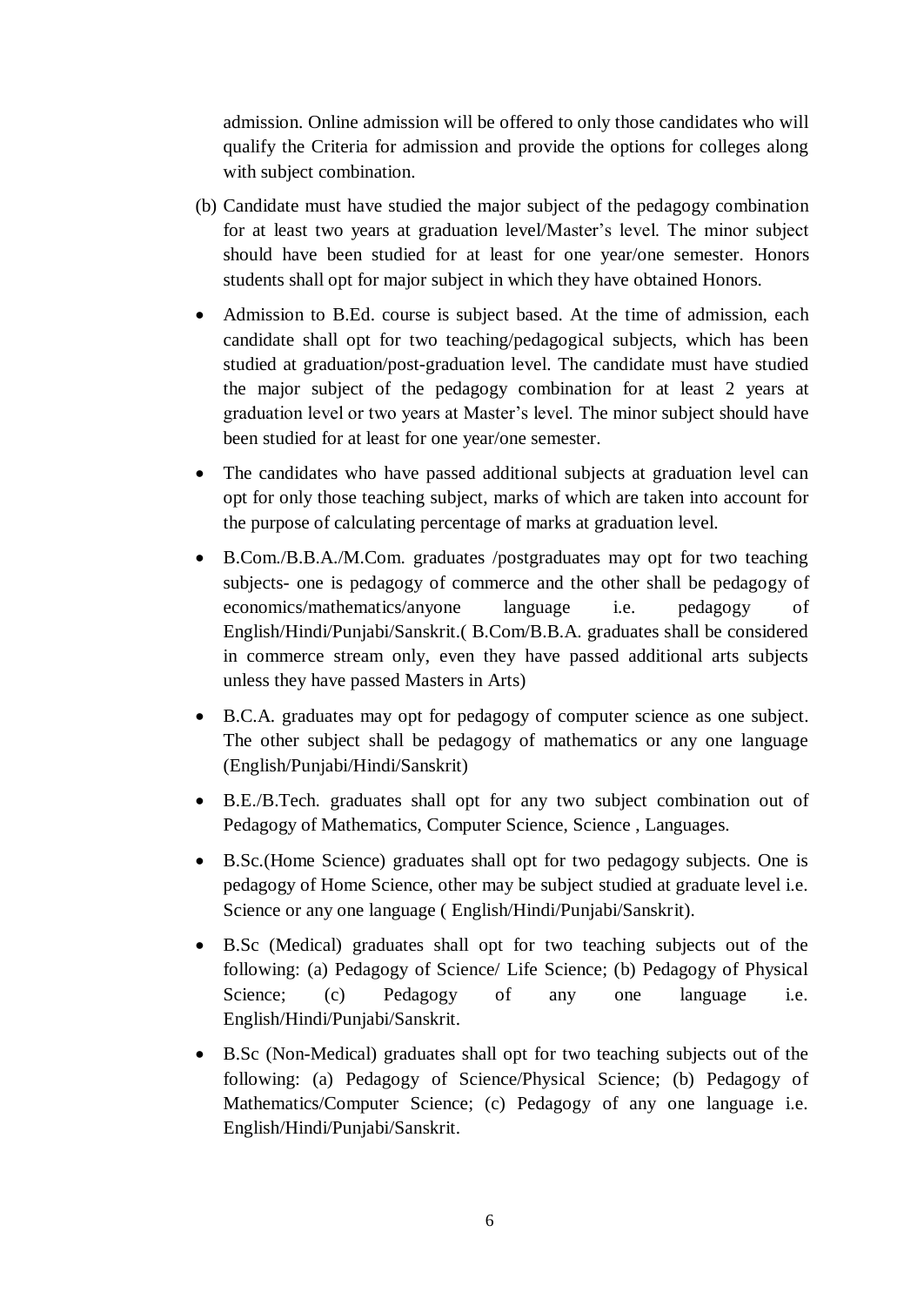admission. Online admission will be offered to only those candidates who will qualify the Criteria for admission and provide the options for colleges along with subject combination.

(b) Candidate must have studied the major subject of the pedagogy combination for at least two years at graduation level/Master's level. The minor subject should have been studied for at least for one year/one semester. Honors students shall opt for major subject in which they have obtained Honors.

- Admission to B.Ed. course is subject based. At the time of admission, each candidate shall opt for two teaching/pedagogical subjects, which has been studied at graduation/post-graduation level. The candidate must have studied the major subject of the pedagogy combination for at least 2 years at graduation level or two years at Master's level. The minor subject should have been studied for at least for one year/one semester.
- The candidates who have passed additional subjects at graduation level can opt for only those teaching subject, marks of which are taken into account for the purpose of calculating percentage of marks at graduation level.
- B.Com./B.B.A./M.Com. graduates /postgraduates may opt for two teaching subjects- one is pedagogy of commerce and the other shall be pedagogy of economics/mathematics/anyone language i.e. pedagogy of English/Hindi/Punjabi/Sanskrit.( B.Com/B.B.A. graduates shall be considered in commerce stream only, even they have passed additional arts subjects unless they have passed Masters in Arts)
- B.C.A. graduates may opt for pedagogy of computer science as one subject. The other subject shall be pedagogy of mathematics or any one language (English/Punjabi/Hindi/Sanskrit)
- B.E./B.Tech. graduates shall opt for any two subject combination out of Pedagogy of Mathematics, Computer Science, Science , Languages.
- B.Sc.(Home Science) graduates shall opt for two pedagogy subjects. One is pedagogy of Home Science, other may be subject studied at graduate level i.e. Science or any one language ( English/Hindi/Punjabi/Sanskrit).
- B.Sc (Medical) graduates shall opt for two teaching subjects out of the following: (a) Pedagogy of Science/ Life Science; (b) Pedagogy of Physical Science; (c) Pedagogy of any one language i.e. English/Hindi/Punjabi/Sanskrit.
- B.Sc (Non-Medical) graduates shall opt for two teaching subjects out of the following: (a) Pedagogy of Science/Physical Science; (b) Pedagogy of Mathematics/Computer Science; (c) Pedagogy of any one language i.e. English/Hindi/Punjabi/Sanskrit.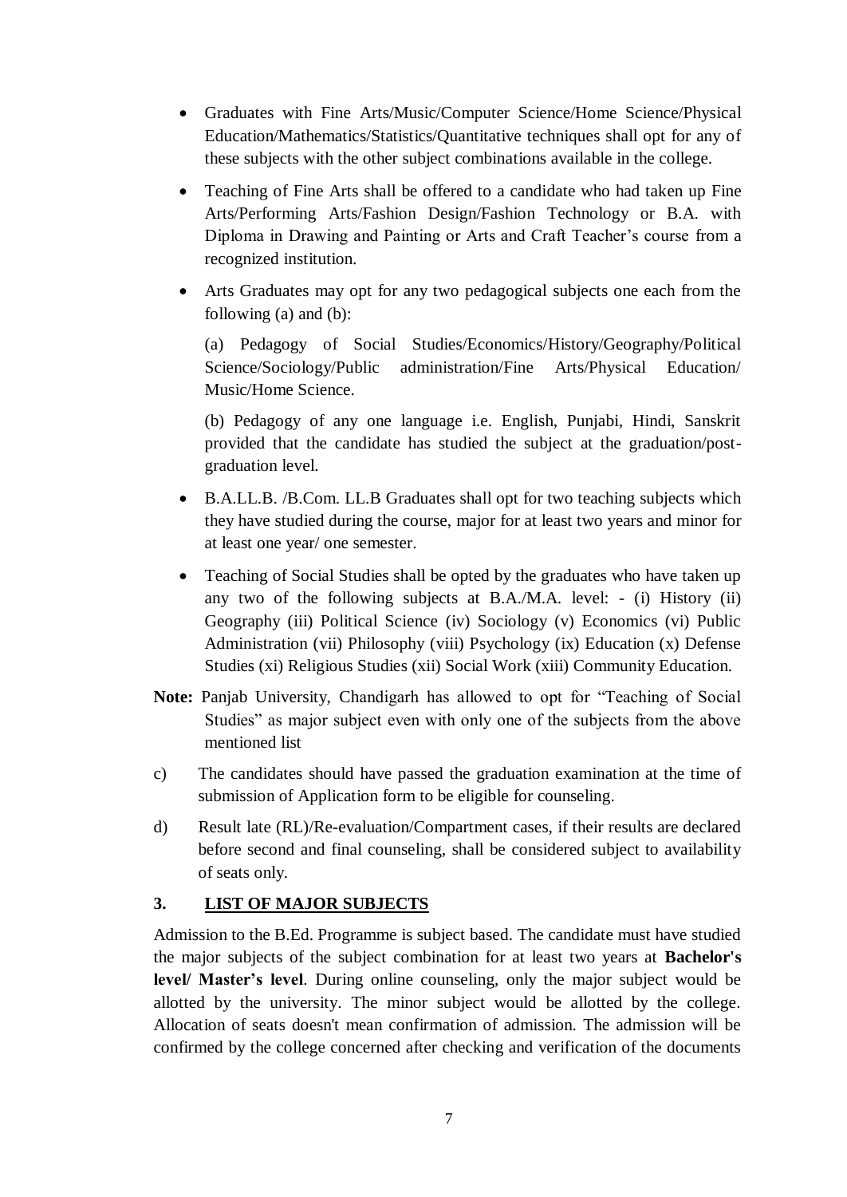- Graduates with Fine Arts/Music/Computer Science/Home Science/Physical Education/Mathematics/Statistics/Quantitative techniques shall opt for any of these subjects with the other subject combinations available in the college.
- Teaching of Fine Arts shall be offered to a candidate who had taken up Fine Arts/Performing Arts/Fashion Design/Fashion Technology or B.A. with Diploma in Drawing and Painting or Arts and Craft Teacher's course from a recognized institution.
- Arts Graduates may opt for any two pedagogical subjects one each from the following (a) and (b):

  (a) Pedagogy of Social Studies/Economics/History/Geography/Political Science/Sociology/Public administration/Fine Arts/Physical Education/ Music/Home Science.

  (b) Pedagogy of any one language i.e. English, Punjabi, Hindi, Sanskrit provided that the candidate has studied the subject at the graduation/post-graduation level.
- B.A.LL.B. /B.Com. LL.B Graduates shall opt for two teaching subjects which they have studied during the course, major for at least two years and minor for at least one year/ one semester.
- Teaching of Social Studies shall be opted by the graduates who have taken up any two of the following subjects at B.A./M.A. level: - (i) History (ii) Geography (iii) Political Science (iv) Sociology (v) Economics (vi) Public Administration (vii) Philosophy (viii) Psychology (ix) Education (x) Defense Studies (xi) Religious Studies (xii) Social Work (xiii) Community Education.

**Note:** Panjab University, Chandigarh has allowed to opt for "Teaching of Social Studies" as major subject even with only one of the subjects from the above mentioned list

c) The candidates should have passed the graduation examination at the time of submission of Application form to be eligible for counseling.

d) Result late (RL)/Re-evaluation/Compartment cases, if their results are declared before second and final counseling, shall be considered subject to availability of seats only.

## 3. LIST OF MAJOR SUBJECTS

Admission to the B.Ed. Programme is subject based. The candidate must have studied the major subjects of the subject combination for at least two years at **Bachelor's level/ Master's level**. During online counseling, only the major subject would be allotted by the university. The minor subject would be allotted by the college. Allocation of seats doesn't mean confirmation of admission. The admission will be confirmed by the college concerned after checking and verification of the documents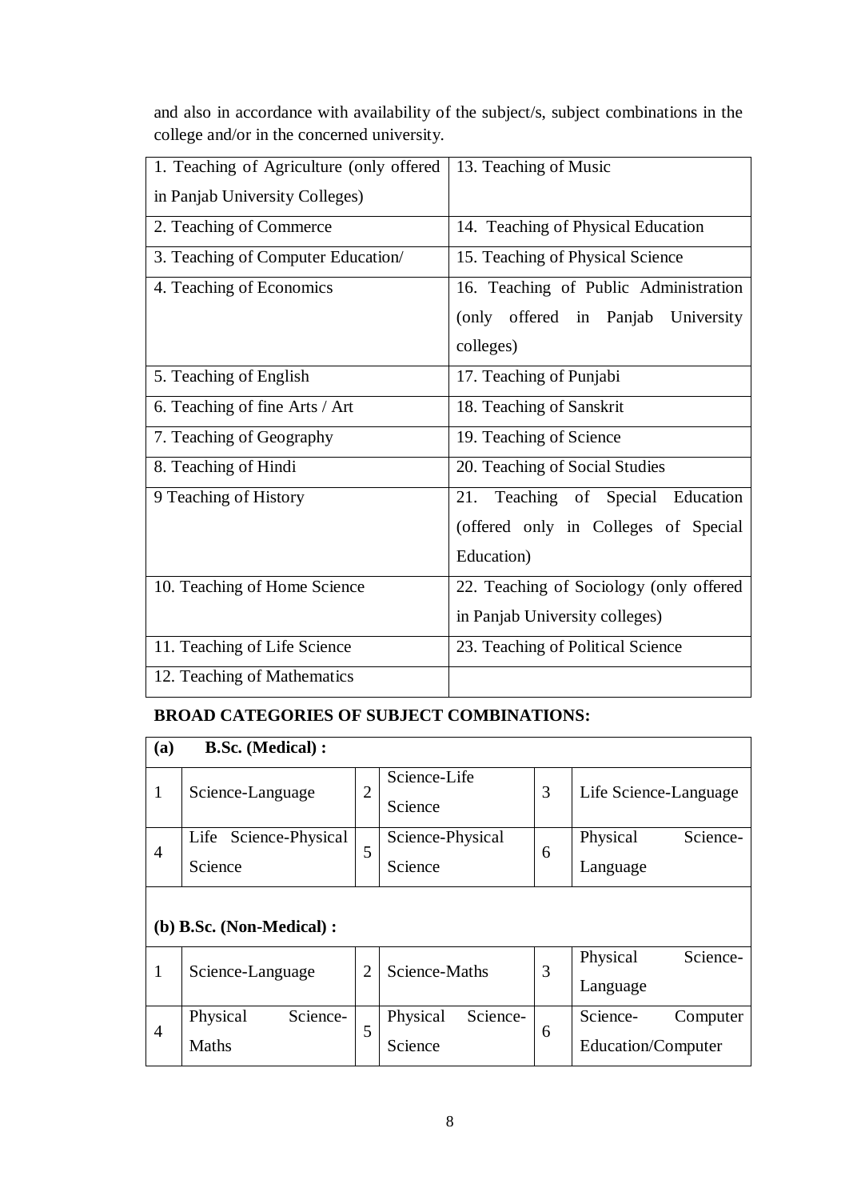and also in accordance with availability of the subject/s, subject combinations in the college and/or in the concerned university.

| | |
|---|---|
| 1. Teaching of Agriculture (only offered in Panjab University Colleges) | 13. Teaching of Music |
| 2. Teaching of Commerce | 14. Teaching of Physical Education |
| 3. Teaching of Computer Education/ | 15. Teaching of Physical Science |
| 4. Teaching of Economics | 16. Teaching of Public Administration (only offered in Panjab University colleges) |
| 5. Teaching of English | 17. Teaching of Punjabi |
| 6. Teaching of fine Arts / Art | 18. Teaching of Sanskrit |
| 7. Teaching of Geography | 19. Teaching of Science |
| 8. Teaching of Hindi | 20. Teaching of Social Studies |
| 9 Teaching of History | 21. Teaching of Special Education (offered only in Colleges of Special Education) |
| 10. Teaching of Home Science | 22. Teaching of Sociology (only offered in Panjab University colleges) |
| 11. Teaching of Life Science | 23. Teaching of Political Science |
| 12. Teaching of Mathematics | |

**BROAD CATEGORIES OF SUBJECT COMBINATIONS:**

| **(a)** | **B.Sc. (Medical) :** | | | | |
|---|---|---|---|---|---|
| 1 | Science-Language | 2 | Science-Life Science | 3 | Life Science-Language |
| 4 | Life Science-Physical Science | 5 | Science-Physical Science | 6 | Physical Science-Language |

**(b) B.Sc. (Non-Medical) :**

| | | | | | |
|---|---|---|---|---|---|
| 1 | Science-Language | 2 | Science-Maths | 3 | Physical Science-Language |
| 4 | Physical Science-Maths | 5 | Physical Science-Science | 6 | Science-Computer Education/Computer |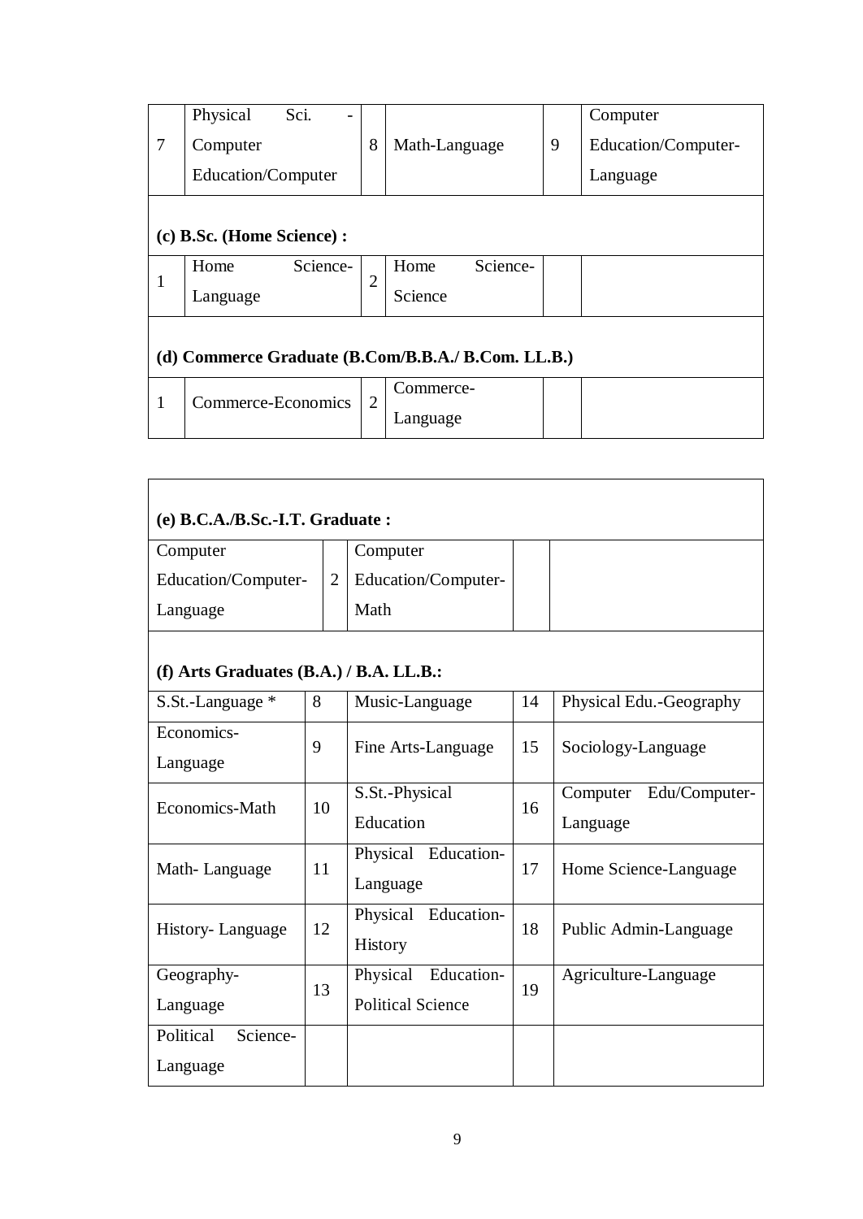| | | | | | |
|---|---|---|---|---|---|
| 7 | Physical Sci. - Computer Education/Computer | 8 | Math-Language | 9 | Computer Education/Computer-Language |

**(c) B.Sc. (Home Science) :**

| | | | | | |
|---|---|---|---|---|---|
| 1 | Home Science-Language | 2 | Home Science-Science | | |

**(d) Commerce Graduate (B.Com/B.B.A./ B.Com. LL.B.)**

| | | | | | |
|---|---|---|---|---|---|
| 1 | Commerce-Economics | 2 | Commerce-Language | | |

**(e) B.C.A./B.Sc.-I.T. Graduate :**

| | | | | |
|---|---|---|---|---|
| Computer Education/Computer-Language | 2 | Computer Education/Computer-Math | | |

**(f) Arts Graduates (B.A.) / B.A. LL.B.:**

| | | | | |
|---|---|---|---|---|
| S.St.-Language * | 8 | Music-Language | 14 | Physical Edu.-Geography |
| Economics-Language | 9 | Fine Arts-Language | 15 | Sociology-Language |
| Economics-Math | 10 | S.St.-Physical Education | 16 | Computer Edu/Computer-Language |
| Math- Language | 11 | Physical Education-Language | 17 | Home Science-Language |
| History- Language | 12 | Physical Education-History | 18 | Public Admin-Language |
| Geography-Language | 13 | Physical Education-Political Science | 19 | Agriculture-Language |
| Political Science-Language | | | | |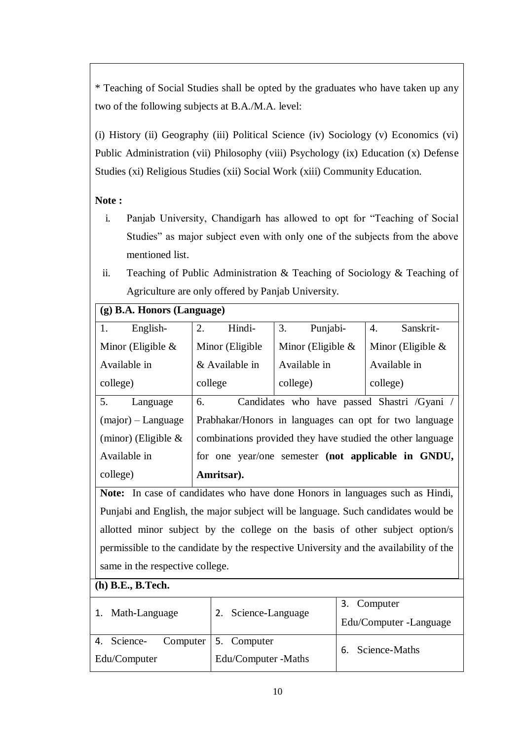* Teaching of Social Studies shall be opted by the graduates who have taken up any two of the following subjects at B.A./M.A. level:

(i) History (ii) Geography (iii) Political Science (iv) Sociology (v) Economics (vi) Public Administration (vii) Philosophy (viii) Psychology (ix) Education (x) Defense Studies (xi) Religious Studies (xii) Social Work (xiii) Community Education.

**Note :**

i. Panjab University, Chandigarh has allowed to opt for "Teaching of Social Studies" as major subject even with only one of the subjects from the above mentioned list.

ii. Teaching of Public Administration & Teaching of Sociology & Teaching of Agriculture are only offered by Panjab University.

| **(g) B.A. Honors (Language)** | | | |
|---|---|---|---|
| 1. English-Minor (Eligible & Available in college) | 2. Hindi-Minor (Eligible & Available in college | 3. Punjabi-Minor (Eligible & Available in college) | 4. Sanskrit-Minor (Eligible & Available in college) |
| 5. Language (major) – Language (minor) (Eligible & Available in college) | 6. Candidates who have passed Shastri /Gyani / Prabhakar/Honors in languages can opt for two language combinations provided they have studied the other language for one year/one semester **(not applicable in GNDU, Amritsar).** | | |
| **Note:** In case of candidates who have done Honors in languages such as Hindi, Punjabi and English, the major subject will be language. Such candidates would be allotted minor subject by the college on the basis of other subject option/s permissible to the candidate by the respective University and the availability of the same in the respective college. | | | |

| **(h) B.E., B.Tech.** | | |
|---|---|---|
| 1. Math-Language | 2. Science-Language | 3. Computer Edu/Computer -Language |
| 4. Science- Computer Edu/Computer | 5. Computer Edu/Computer -Maths | 6. Science-Maths |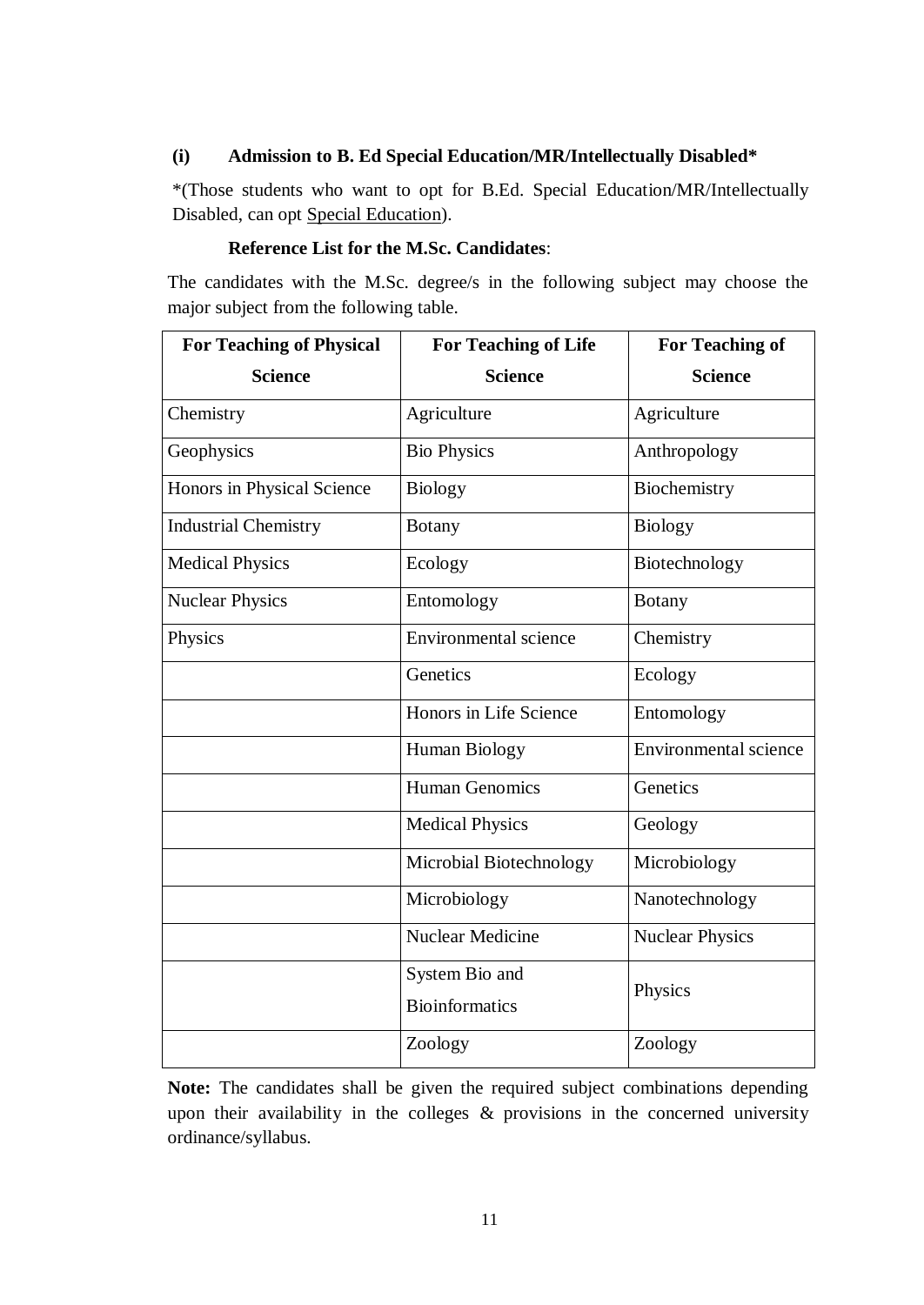**(i) Admission to B. Ed Special Education/MR/Intellectually Disabled***

*(Those students who want to opt for B.Ed. Special Education/MR/Intellectually Disabled, can opt Special Education).

**Reference List for the M.Sc. Candidates**:

The candidates with the M.Sc. degree/s in the following subject may choose the major subject from the following table.

| For Teaching of Physical Science | For Teaching of Life Science | For Teaching of Science |
|---|---|---|
| Chemistry | Agriculture | Agriculture |
| Geophysics | Bio Physics | Anthropology |
| Honors in Physical Science | Biology | Biochemistry |
| Industrial Chemistry | Botany | Biology |
| Medical Physics | Ecology | Biotechnology |
| Nuclear Physics | Entomology | Botany |
| Physics | Environmental science | Chemistry |
| | Genetics | Ecology |
| | Honors in Life Science | Entomology |
| | Human Biology | Environmental science |
| | Human Genomics | Genetics |
| | Medical Physics | Geology |
| | Microbial Biotechnology | Microbiology |
| | Microbiology | Nanotechnology |
| | Nuclear Medicine | Nuclear Physics |
| | System Bio and Bioinformatics | Physics |
| | Zoology | Zoology |

**Note:** The candidates shall be given the required subject combinations depending upon their availability in the colleges & provisions in the concerned university ordinance/syllabus.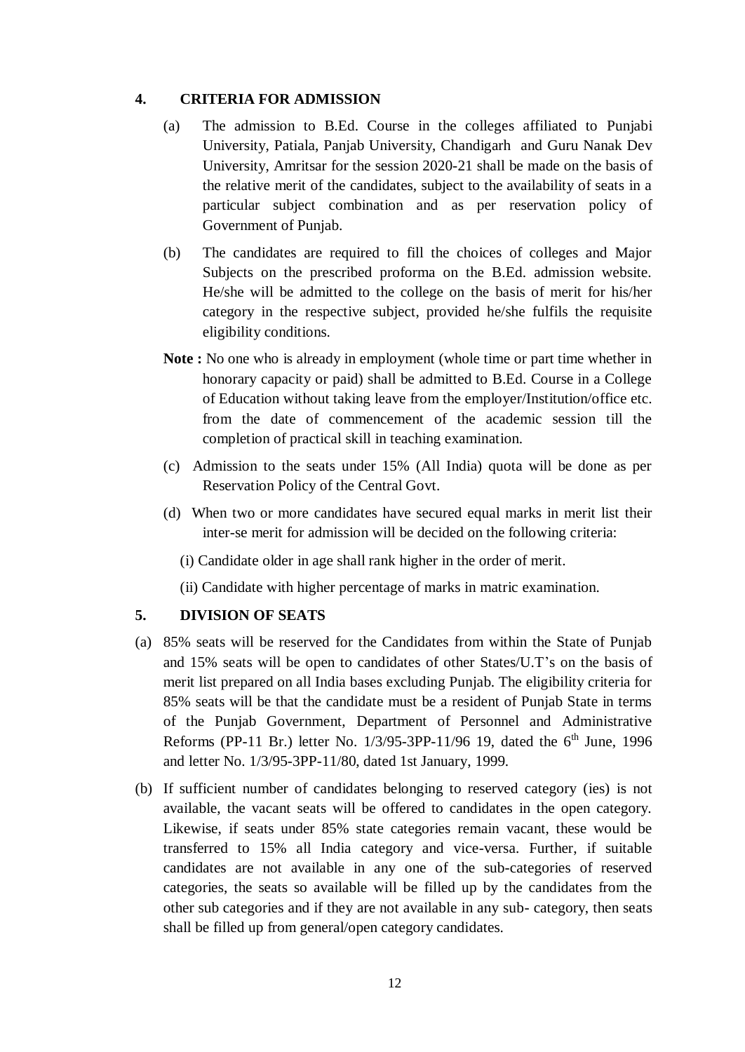## 4. CRITERIA FOR ADMISSION

(a) The admission to B.Ed. Course in the colleges affiliated to Punjabi University, Patiala, Panjab University, Chandigarh and Guru Nanak Dev University, Amritsar for the session 2020-21 shall be made on the basis of the relative merit of the candidates, subject to the availability of seats in a particular subject combination and as per reservation policy of Government of Punjab.

(b) The candidates are required to fill the choices of colleges and Major Subjects on the prescribed proforma on the B.Ed. admission website. He/she will be admitted to the college on the basis of merit for his/her category in the respective subject, provided he/she fulfils the requisite eligibility conditions.

**Note :** No one who is already in employment (whole time or part time whether in honorary capacity or paid) shall be admitted to B.Ed. Course in a College of Education without taking leave from the employer/Institution/office etc. from the date of commencement of the academic session till the completion of practical skill in teaching examination.

(c) Admission to the seats under 15% (All India) quota will be done as per Reservation Policy of the Central Govt.

(d) When two or more candidates have secured equal marks in merit list their inter-se merit for admission will be decided on the following criteria:

(i) Candidate older in age shall rank higher in the order of merit.

(ii) Candidate with higher percentage of marks in matric examination.

## 5. DIVISION OF SEATS

(a) 85% seats will be reserved for the Candidates from within the State of Punjab and 15% seats will be open to candidates of other States/U.T's on the basis of merit list prepared on all India bases excluding Punjab. The eligibility criteria for 85% seats will be that the candidate must be a resident of Punjab State in terms of the Punjab Government, Department of Personnel and Administrative Reforms (PP-11 Br.) letter No. 1/3/95-3PP-11/96 19, dated the 6th June, 1996 and letter No. 1/3/95-3PP-11/80, dated 1st January, 1999.

(b) If sufficient number of candidates belonging to reserved category (ies) is not available, the vacant seats will be offered to candidates in the open category. Likewise, if seats under 85% state categories remain vacant, these would be transferred to 15% all India category and vice-versa. Further, if suitable candidates are not available in any one of the sub-categories of reserved categories, the seats so available will be filled up by the candidates from the other sub categories and if they are not available in any sub- category, then seats shall be filled up from general/open category candidates.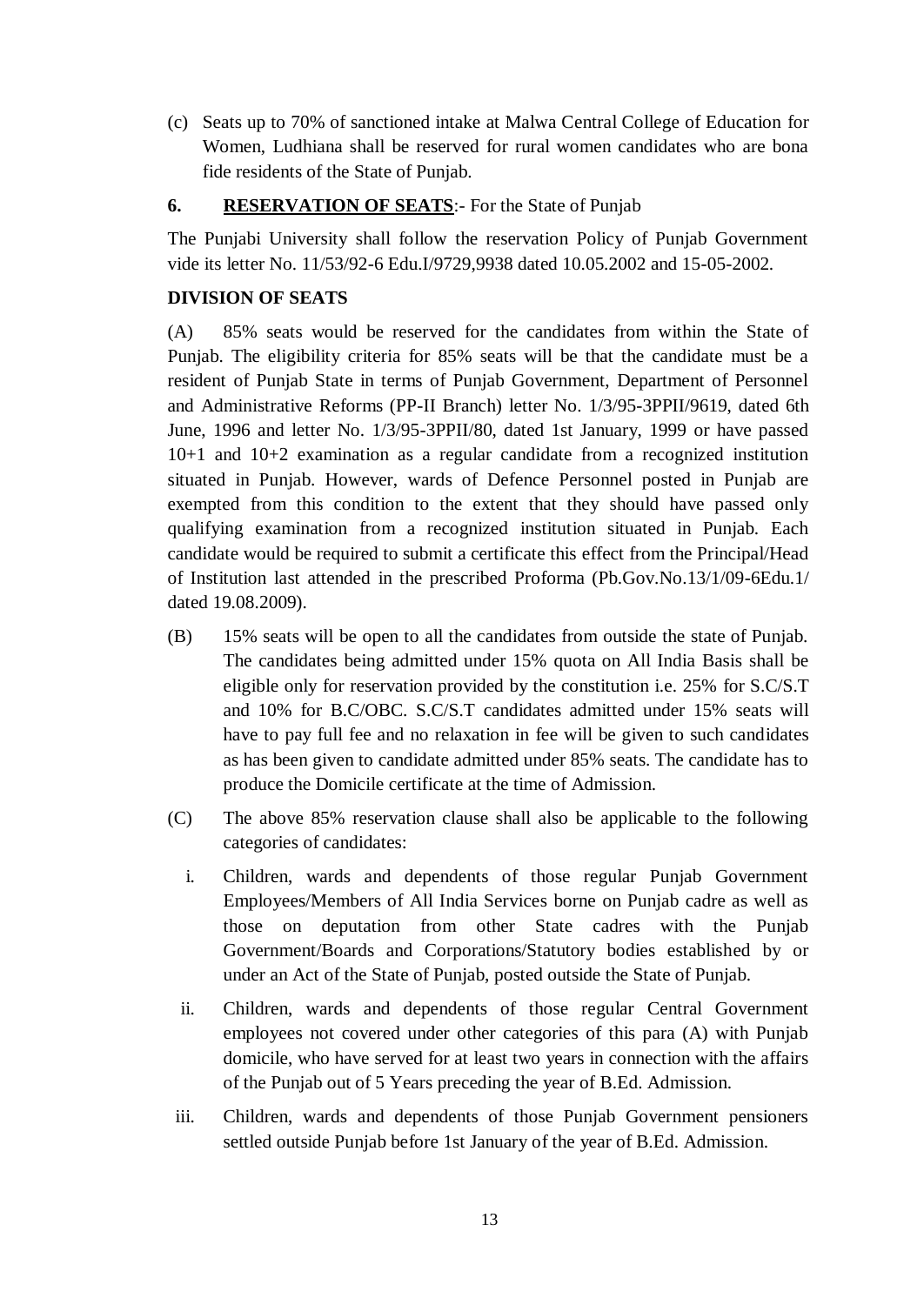(c) Seats up to 70% of sanctioned intake at Malwa Central College of Education for Women, Ludhiana shall be reserved for rural women candidates who are bona fide residents of the State of Punjab.

**6. <u>RESERVATION OF SEATS</u>**:- For the State of Punjab

The Punjabi University shall follow the reservation Policy of Punjab Government vide its letter No. 11/53/92-6 Edu.I/9729,9938 dated 10.05.2002 and 15-05-2002.

**DIVISION OF SEATS**

(A) 85% seats would be reserved for the candidates from within the State of Punjab. The eligibility criteria for 85% seats will be that the candidate must be a resident of Punjab State in terms of Punjab Government, Department of Personnel and Administrative Reforms (PP-II Branch) letter No. 1/3/95-3PPII/9619, dated 6th June, 1996 and letter No. 1/3/95-3PPII/80, dated 1st January, 1999 or have passed 10+1 and 10+2 examination as a regular candidate from a recognized institution situated in Punjab. However, wards of Defence Personnel posted in Punjab are exempted from this condition to the extent that they should have passed only qualifying examination from a recognized institution situated in Punjab. Each candidate would be required to submit a certificate this effect from the Principal/Head of Institution last attended in the prescribed Proforma (Pb.Gov.No.13/1/09-6Edu.1/ dated 19.08.2009).

(B) 15% seats will be open to all the candidates from outside the state of Punjab. The candidates being admitted under 15% quota on All India Basis shall be eligible only for reservation provided by the constitution i.e. 25% for S.C/S.T and 10% for B.C/OBC. S.C/S.T candidates admitted under 15% seats will have to pay full fee and no relaxation in fee will be given to such candidates as has been given to candidate admitted under 85% seats. The candidate has to produce the Domicile certificate at the time of Admission.

(C) The above 85% reservation clause shall also be applicable to the following categories of candidates:

i. Children, wards and dependents of those regular Punjab Government Employees/Members of All India Services borne on Punjab cadre as well as those on deputation from other State cadres with the Punjab Government/Boards and Corporations/Statutory bodies established by or under an Act of the State of Punjab, posted outside the State of Punjab.

ii. Children, wards and dependents of those regular Central Government employees not covered under other categories of this para (A) with Punjab domicile, who have served for at least two years in connection with the affairs of the Punjab out of 5 Years preceding the year of B.Ed. Admission.

iii. Children, wards and dependents of those Punjab Government pensioners settled outside Punjab before 1st January of the year of B.Ed. Admission.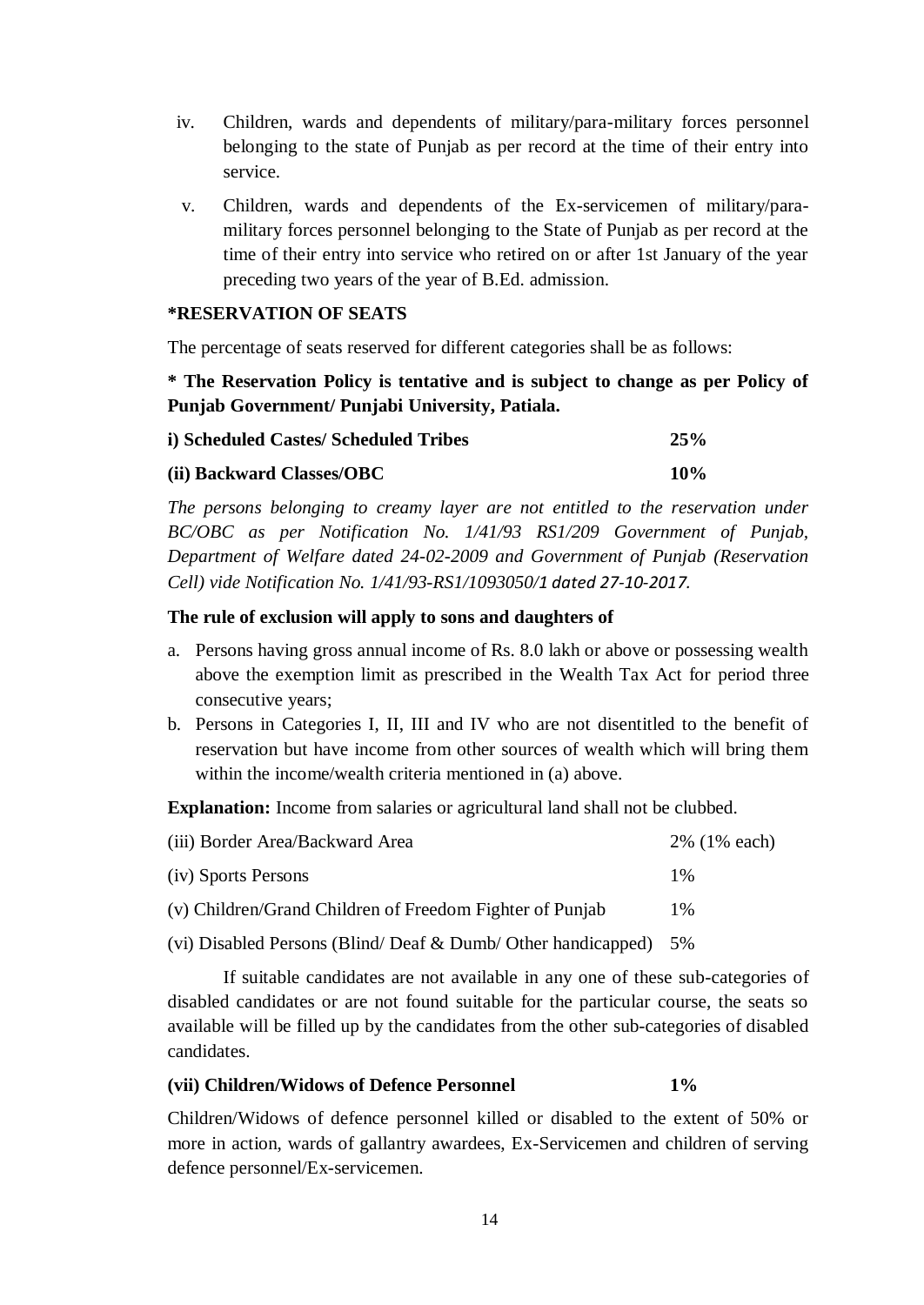iv. Children, wards and dependents of military/para-military forces personnel belonging to the state of Punjab as per record at the time of their entry into service.

v. Children, wards and dependents of the Ex-servicemen of military/para-military forces personnel belonging to the State of Punjab as per record at the time of their entry into service who retired on or after 1st January of the year preceding two years of the year of B.Ed. admission.

**\*RESERVATION OF SEATS**

The percentage of seats reserved for different categories shall be as follows:

**\* The Reservation Policy is tentative and is subject to change as per Policy of Punjab Government/ Punjabi University, Patiala.**

| | |
|---|---|
| **i) Scheduled Castes/ Scheduled Tribes** | **25%** |
| **(ii) Backward Classes/OBC** | **10%** |

*The persons belonging to creamy layer are not entitled to the reservation under BC/OBC as per Notification No. 1/41/93 RS1/209 Government of Punjab, Department of Welfare dated 24-02-2009 and Government of Punjab (Reservation Cell) vide Notification No. 1/41/93-RS1/1093050/1 dated 27-10-2017.*

**The rule of exclusion will apply to sons and daughters of**

a. Persons having gross annual income of Rs. 8.0 lakh or above or possessing wealth above the exemption limit as prescribed in the Wealth Tax Act for period three consecutive years;

b. Persons in Categories I, II, III and IV who are not disentitled to the benefit of reservation but have income from other sources of wealth which will bring them within the income/wealth criteria mentioned in (a) above.

**Explanation:** Income from salaries or agricultural land shall not be clubbed.

| | |
|---|---|
| (iii) Border Area/Backward Area | 2% (1% each) |
| (iv) Sports Persons | 1% |
| (v) Children/Grand Children of Freedom Fighter of Punjab | 1% |
| (vi) Disabled Persons (Blind/ Deaf & Dumb/ Other handicapped) | 5% |

If suitable candidates are not available in any one of these sub-categories of disabled candidates or are not found suitable for the particular course, the seats so available will be filled up by the candidates from the other sub-categories of disabled candidates.

| | |
|---|---|
| **(vii) Children/Widows of Defence Personnel** | **1%** |

Children/Widows of defence personnel killed or disabled to the extent of 50% or more in action, wards of gallantry awardees, Ex-Servicemen and children of serving defence personnel/Ex-servicemen.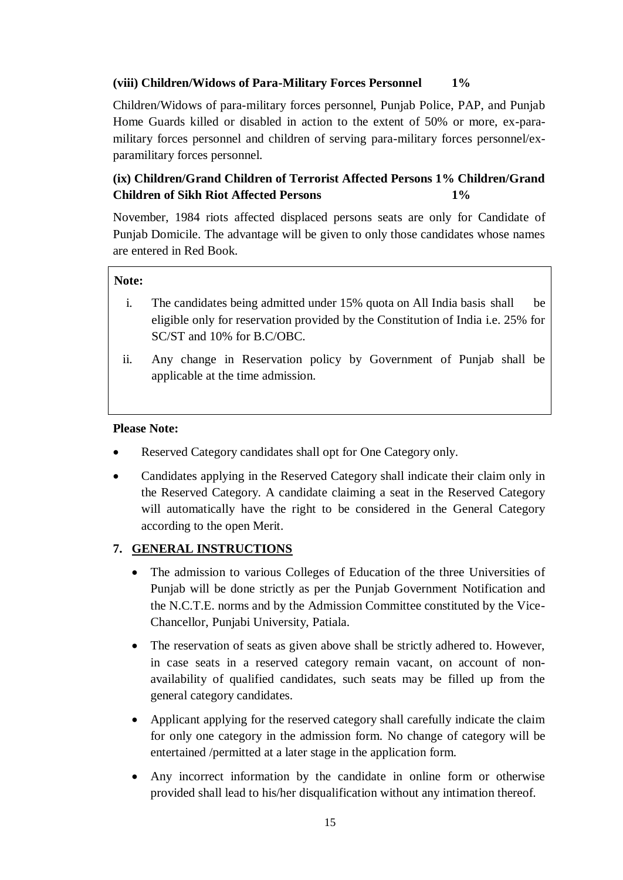**(viii) Children/Widows of Para-Military Forces Personnel 1%**

Children/Widows of para-military forces personnel, Punjab Police, PAP, and Punjab Home Guards killed or disabled in action to the extent of 50% or more, ex-para-military forces personnel and children of serving para-military forces personnel/ex-paramilitary forces personnel.

**(ix) Children/Grand Children of Terrorist Affected Persons 1% Children/Grand Children of Sikh Riot Affected Persons 1%**

November, 1984 riots affected displaced persons seats are only for Candidate of Punjab Domicile. The advantage will be given to only those candidates whose names are entered in Red Book.

**Note:**

i. The candidates being admitted under 15% quota on All India basis shall be eligible only for reservation provided by the Constitution of India i.e. 25% for SC/ST and 10% for B.C/OBC.

ii. Any change in Reservation policy by Government of Punjab shall be applicable at the time admission.

**Please Note:**

- Reserved Category candidates shall opt for One Category only.
- Candidates applying in the Reserved Category shall indicate their claim only in the Reserved Category. A candidate claiming a seat in the Reserved Category will automatically have the right to be considered in the General Category according to the open Merit.

## 7. GENERAL INSTRUCTIONS

- The admission to various Colleges of Education of the three Universities of Punjab will be done strictly as per the Punjab Government Notification and the N.C.T.E. norms and by the Admission Committee constituted by the Vice-Chancellor, Punjabi University, Patiala.
- The reservation of seats as given above shall be strictly adhered to. However, in case seats in a reserved category remain vacant, on account of non-availability of qualified candidates, such seats may be filled up from the general category candidates.
- Applicant applying for the reserved category shall carefully indicate the claim for only one category in the admission form. No change of category will be entertained /permitted at a later stage in the application form.
- Any incorrect information by the candidate in online form or otherwise provided shall lead to his/her disqualification without any intimation thereof.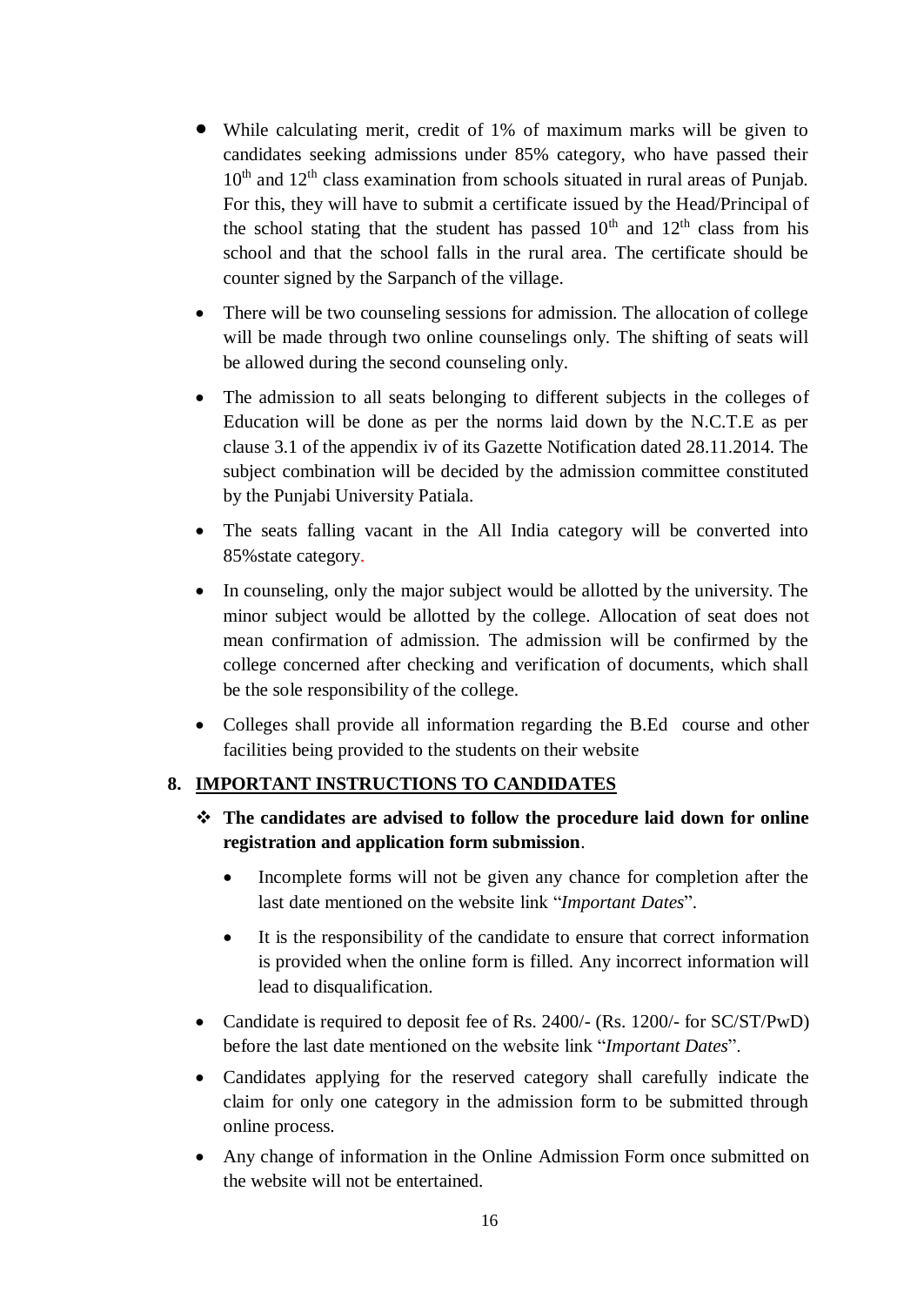- While calculating merit, credit of 1% of maximum marks will be given to candidates seeking admissions under 85% category, who have passed their 10th and 12th class examination from schools situated in rural areas of Punjab. For this, they will have to submit a certificate issued by the Head/Principal of the school stating that the student has passed 10th and 12th class from his school and that the school falls in the rural area. The certificate should be counter signed by the Sarpanch of the village.
- There will be two counseling sessions for admission. The allocation of college will be made through two online counselings only. The shifting of seats will be allowed during the second counseling only.
- The admission to all seats belonging to different subjects in the colleges of Education will be done as per the norms laid down by the N.C.T.E as per clause 3.1 of the appendix iv of its Gazette Notification dated 28.11.2014. The subject combination will be decided by the admission committee constituted by the Punjabi University Patiala.
- The seats falling vacant in the All India category will be converted into 85%state category.
- In counseling, only the major subject would be allotted by the university. The minor subject would be allotted by the college. Allocation of seat does not mean confirmation of admission. The admission will be confirmed by the college concerned after checking and verification of documents, which shall be the sole responsibility of the college.
- Colleges shall provide all information regarding the B.Ed course and other facilities being provided to the students on their website

## 8. IMPORTANT INSTRUCTIONS TO CANDIDATES

- **The candidates are advised to follow the procedure laid down for online registration and application form submission**.
  - Incomplete forms will not be given any chance for completion after the last date mentioned on the website link "*Important Dates*".
  - It is the responsibility of the candidate to ensure that correct information is provided when the online form is filled. Any incorrect information will lead to disqualification.
- Candidate is required to deposit fee of Rs. 2400/- (Rs. 1200/- for SC/ST/PwD) before the last date mentioned on the website link "*Important Dates*".
- Candidates applying for the reserved category shall carefully indicate the claim for only one category in the admission form to be submitted through online process.
- Any change of information in the Online Admission Form once submitted on the website will not be entertained.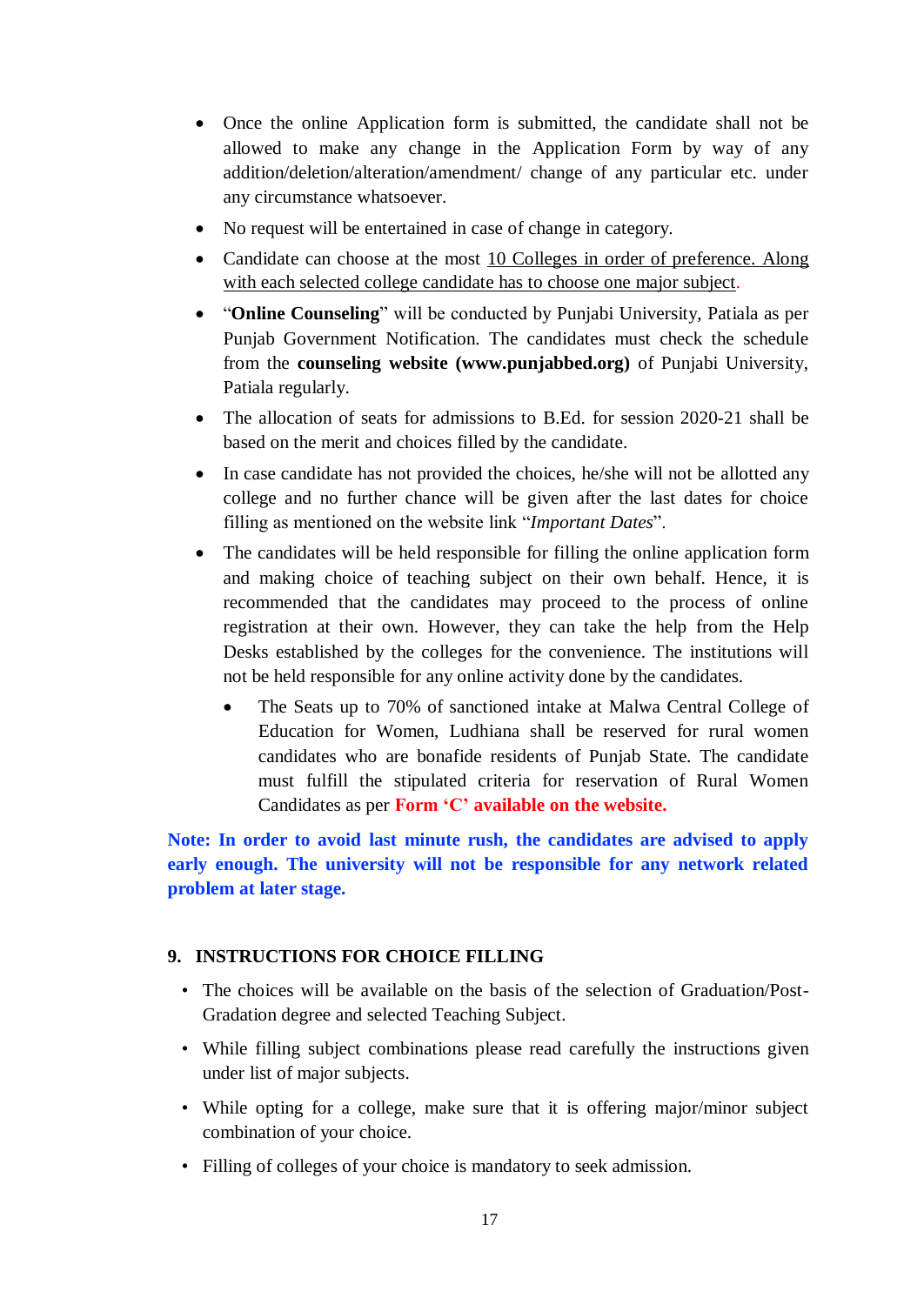- Once the online Application form is submitted, the candidate shall not be allowed to make any change in the Application Form by way of any addition/deletion/alteration/amendment/ change of any particular etc. under any circumstance whatsoever.
- No request will be entertained in case of change in category.
- Candidate can choose at the most 10 Colleges in order of preference. Along with each selected college candidate has to choose one major subject.
- "**Online Counseling**" will be conducted by Punjabi University, Patiala as per Punjab Government Notification. The candidates must check the schedule from the **counseling website (www.punjabbed.org)** of Punjabi University, Patiala regularly.
- The allocation of seats for admissions to B.Ed. for session 2020-21 shall be based on the merit and choices filled by the candidate.
- In case candidate has not provided the choices, he/she will not be allotted any college and no further chance will be given after the last dates for choice filling as mentioned on the website link "*Important Dates*".
- The candidates will be held responsible for filling the online application form and making choice of teaching subject on their own behalf. Hence, it is recommended that the candidates may proceed to the process of online registration at their own. However, they can take the help from the Help Desks established by the colleges for the convenience. The institutions will not be held responsible for any online activity done by the candidates.
    - The Seats up to 70% of sanctioned intake at Malwa Central College of Education for Women, Ludhiana shall be reserved for rural women candidates who are bonafide residents of Punjab State. The candidate must fulfill the stipulated criteria for reservation of Rural Women Candidates as per **Form 'C' available on the website.**

**Note: In order to avoid last minute rush, the candidates are advised to apply early enough. The university will not be responsible for any network related problem at later stage.**

## 9. INSTRUCTIONS FOR CHOICE FILLING

- The choices will be available on the basis of the selection of Graduation/Post-Gradation degree and selected Teaching Subject.
- While filling subject combinations please read carefully the instructions given under list of major subjects.
- While opting for a college, make sure that it is offering major/minor subject combination of your choice.
- Filling of colleges of your choice is mandatory to seek admission.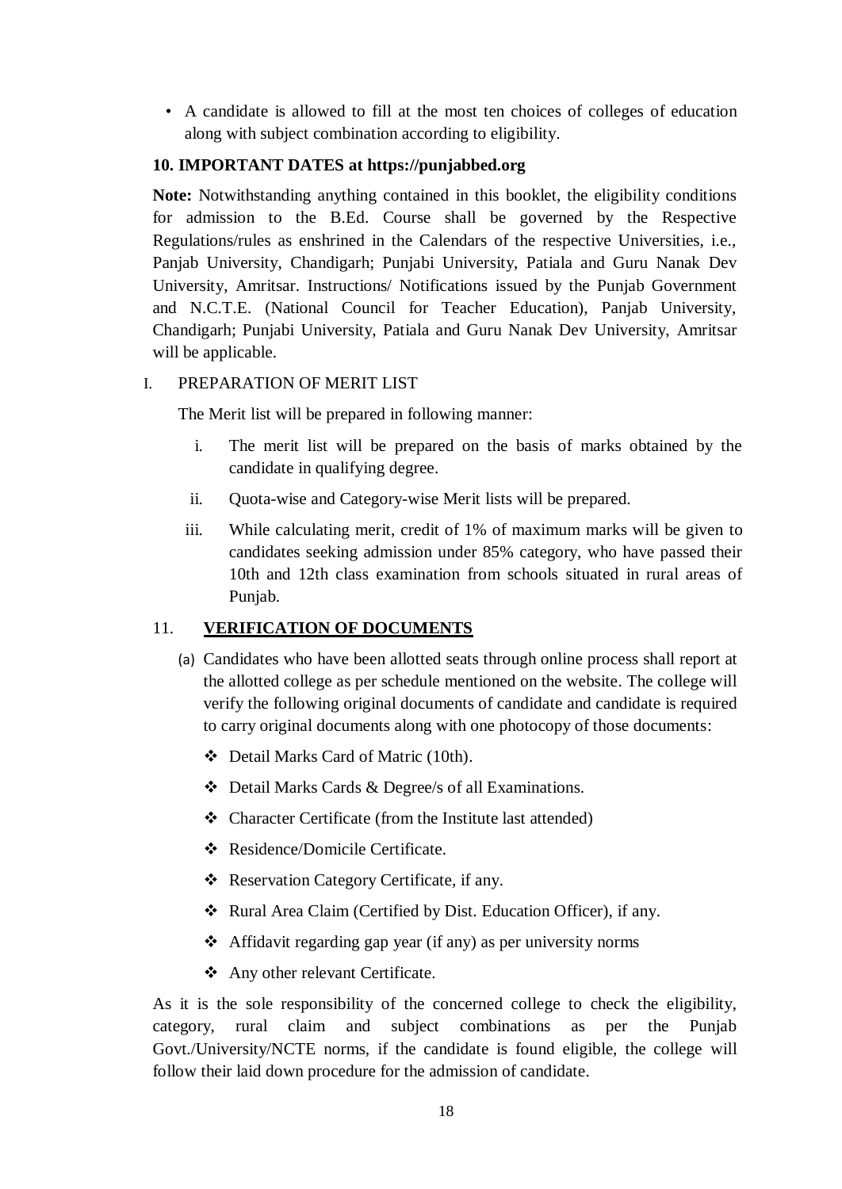- A candidate is allowed to fill at the most ten choices of colleges of education along with subject combination according to eligibility.

## 10. IMPORTANT DATES at https://punjabbed.org

**Note:** Notwithstanding anything contained in this booklet, the eligibility conditions for admission to the B.Ed. Course shall be governed by the Respective Regulations/rules as enshrined in the Calendars of the respective Universities, i.e., Panjab University, Chandigarh; Punjabi University, Patiala and Guru Nanak Dev University, Amritsar. Instructions/ Notifications issued by the Punjab Government and N.C.T.E. (National Council for Teacher Education), Panjab University, Chandigarh; Punjabi University, Patiala and Guru Nanak Dev University, Amritsar will be applicable.

I. PREPARATION OF MERIT LIST

The Merit list will be prepared in following manner:

i. The merit list will be prepared on the basis of marks obtained by the candidate in qualifying degree.

ii. Quota-wise and Category-wise Merit lists will be prepared.

iii. While calculating merit, credit of 1% of maximum marks will be given to candidates seeking admission under 85% category, who have passed their 10th and 12th class examination from schools situated in rural areas of Punjab.

## 11. VERIFICATION OF DOCUMENTS

(a) Candidates who have been allotted seats through online process shall report at the allotted college as per schedule mentioned on the website. The college will verify the following original documents of candidate and candidate is required to carry original documents along with one photocopy of those documents:

- Detail Marks Card of Matric (10th).
- Detail Marks Cards & Degree/s of all Examinations.
- Character Certificate (from the Institute last attended)
- Residence/Domicile Certificate.
- Reservation Category Certificate, if any.
- Rural Area Claim (Certified by Dist. Education Officer), if any.
- Affidavit regarding gap year (if any) as per university norms
- Any other relevant Certificate.

As it is the sole responsibility of the concerned college to check the eligibility, category, rural claim and subject combinations as per the Punjab Govt./University/NCTE norms, if the candidate is found eligible, the college will follow their laid down procedure for the admission of candidate.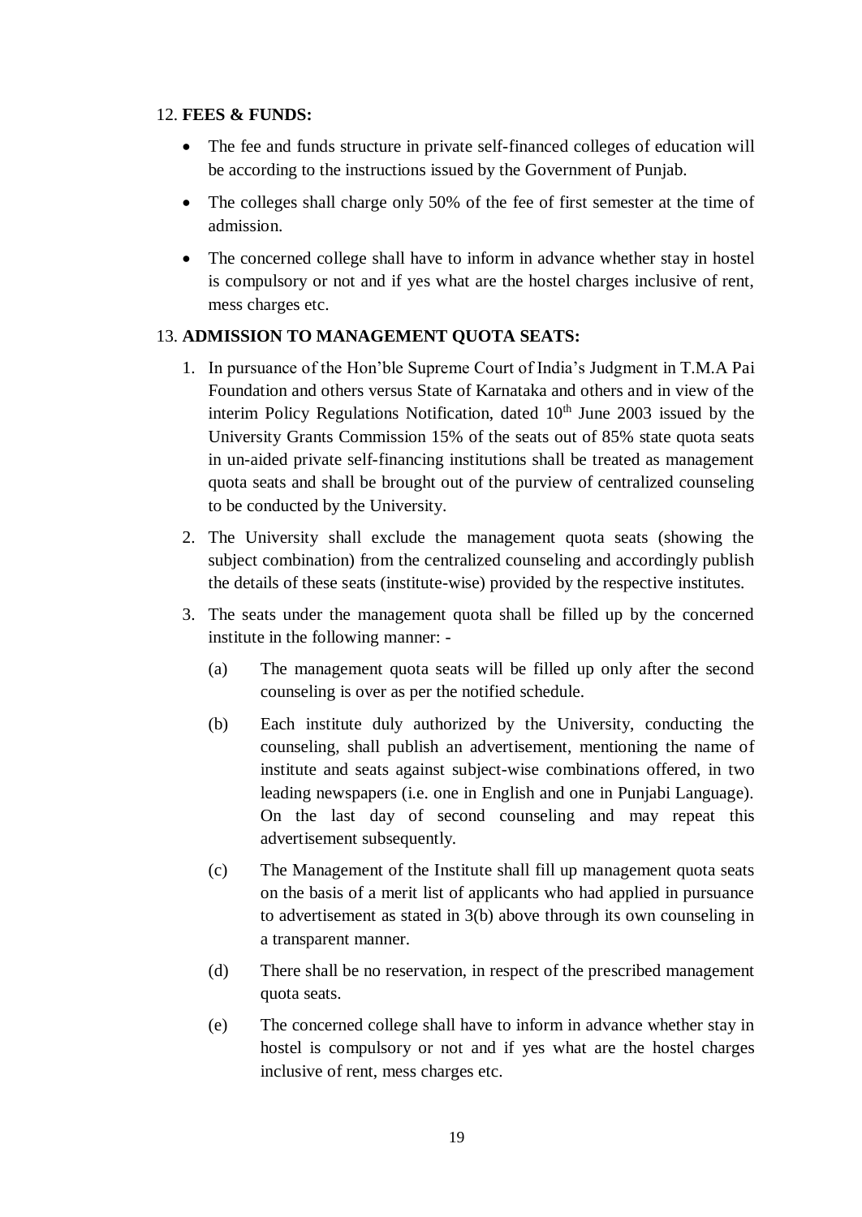12. **FEES & FUNDS:**

- The fee and funds structure in private self-financed colleges of education will be according to the instructions issued by the Government of Punjab.
- The colleges shall charge only 50% of the fee of first semester at the time of admission.
- The concerned college shall have to inform in advance whether stay in hostel is compulsory or not and if yes what are the hostel charges inclusive of rent, mess charges etc.

13. **ADMISSION TO MANAGEMENT QUOTA SEATS:**

1. In pursuance of the Hon'ble Supreme Court of India's Judgment in T.M.A Pai Foundation and others versus State of Karnataka and others and in view of the interim Policy Regulations Notification, dated 10th June 2003 issued by the University Grants Commission 15% of the seats out of 85% state quota seats in un-aided private self-financing institutions shall be treated as management quota seats and shall be brought out of the purview of centralized counseling to be conducted by the University.
2. The University shall exclude the management quota seats (showing the subject combination) from the centralized counseling and accordingly publish the details of these seats (institute-wise) provided by the respective institutes.
3. The seats under the management quota shall be filled up by the concerned institute in the following manner: -

   (a) The management quota seats will be filled up only after the second counseling is over as per the notified schedule.

   (b) Each institute duly authorized by the University, conducting the counseling, shall publish an advertisement, mentioning the name of institute and seats against subject-wise combinations offered, in two leading newspapers (i.e. one in English and one in Punjabi Language). On the last day of second counseling and may repeat this advertisement subsequently.

   (c) The Management of the Institute shall fill up management quota seats on the basis of a merit list of applicants who had applied in pursuance to advertisement as stated in 3(b) above through its own counseling in a transparent manner.

   (d) There shall be no reservation, in respect of the prescribed management quota seats.

   (e) The concerned college shall have to inform in advance whether stay in hostel is compulsory or not and if yes what are the hostel charges inclusive of rent, mess charges etc.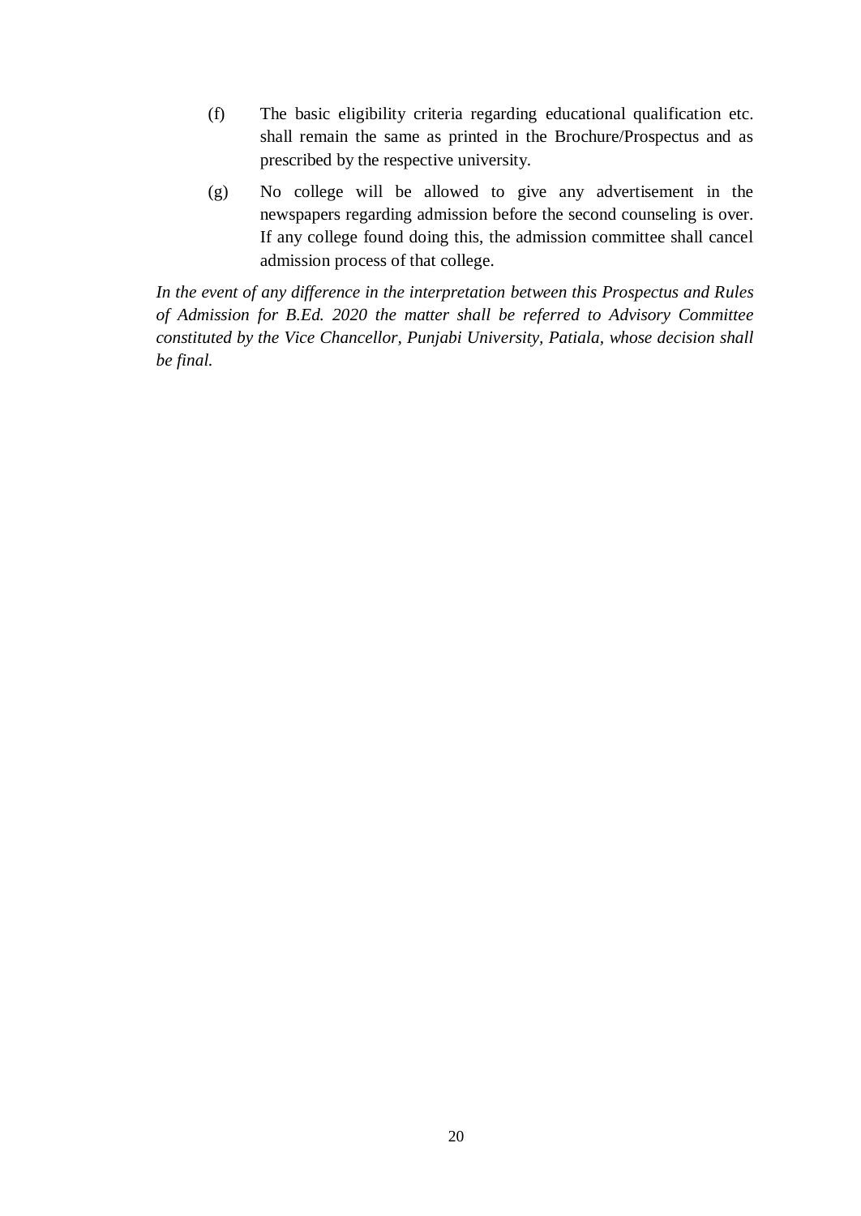(f) The basic eligibility criteria regarding educational qualification etc. shall remain the same as printed in the Brochure/Prospectus and as prescribed by the respective university.

(g) No college will be allowed to give any advertisement in the newspapers regarding admission before the second counseling is over. If any college found doing this, the admission committee shall cancel admission process of that college.

*In the event of any difference in the interpretation between this Prospectus and Rules of Admission for B.Ed. 2020 the matter shall be referred to Advisory Committee constituted by the Vice Chancellor, Punjabi University, Patiala, whose decision shall be final.*